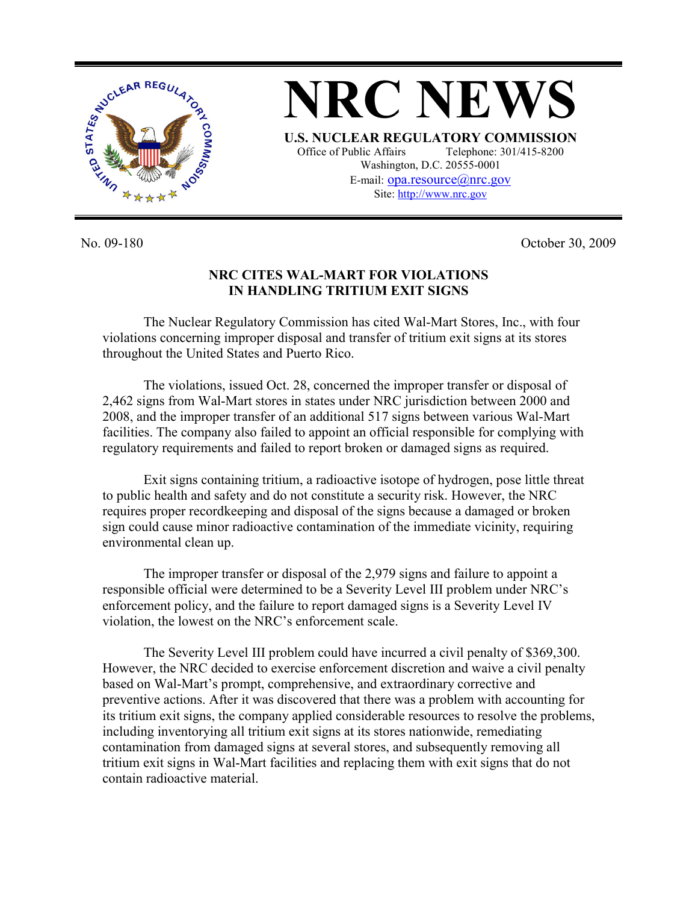# NRC NEWS

**U.S. NUCLEAR REGULATORY COMMISSION**

Office of Public Affairs Telephone: 301/415-8200
Washington, D.C. 20555-0001
E-mail: opa.resource@nrc.gov
Site: http://www.nrc.gov

No. 09-180 October 30, 2009

## NRC CITES WAL-MART FOR VIOLATIONS IN HANDLING TRITIUM EXIT SIGNS

The Nuclear Regulatory Commission has cited Wal-Mart Stores, Inc., with four violations concerning improper disposal and transfer of tritium exit signs at its stores throughout the United States and Puerto Rico.

The violations, issued Oct. 28, concerned the improper transfer or disposal of 2,462 signs from Wal-Mart stores in states under NRC jurisdiction between 2000 and 2008, and the improper transfer of an additional 517 signs between various Wal-Mart facilities. The company also failed to appoint an official responsible for complying with regulatory requirements and failed to report broken or damaged signs as required.

Exit signs containing tritium, a radioactive isotope of hydrogen, pose little threat to public health and safety and do not constitute a security risk. However, the NRC requires proper recordkeeping and disposal of the signs because a damaged or broken sign could cause minor radioactive contamination of the immediate vicinity, requiring environmental clean up.

The improper transfer or disposal of the 2,979 signs and failure to appoint a responsible official were determined to be a Severity Level III problem under NRC's enforcement policy, and the failure to report damaged signs is a Severity Level IV violation, the lowest on the NRC's enforcement scale.

The Severity Level III problem could have incurred a civil penalty of $369,300. However, the NRC decided to exercise enforcement discretion and waive a civil penalty based on Wal-Mart's prompt, comprehensive, and extraordinary corrective and preventive actions. After it was discovered that there was a problem with accounting for its tritium exit signs, the company applied considerable resources to resolve the problems, including inventorying all tritium exit signs at its stores nationwide, remediating contamination from damaged signs at several stores, and subsequently removing all tritium exit signs in Wal-Mart facilities and replacing them with exit signs that do not contain radioactive material.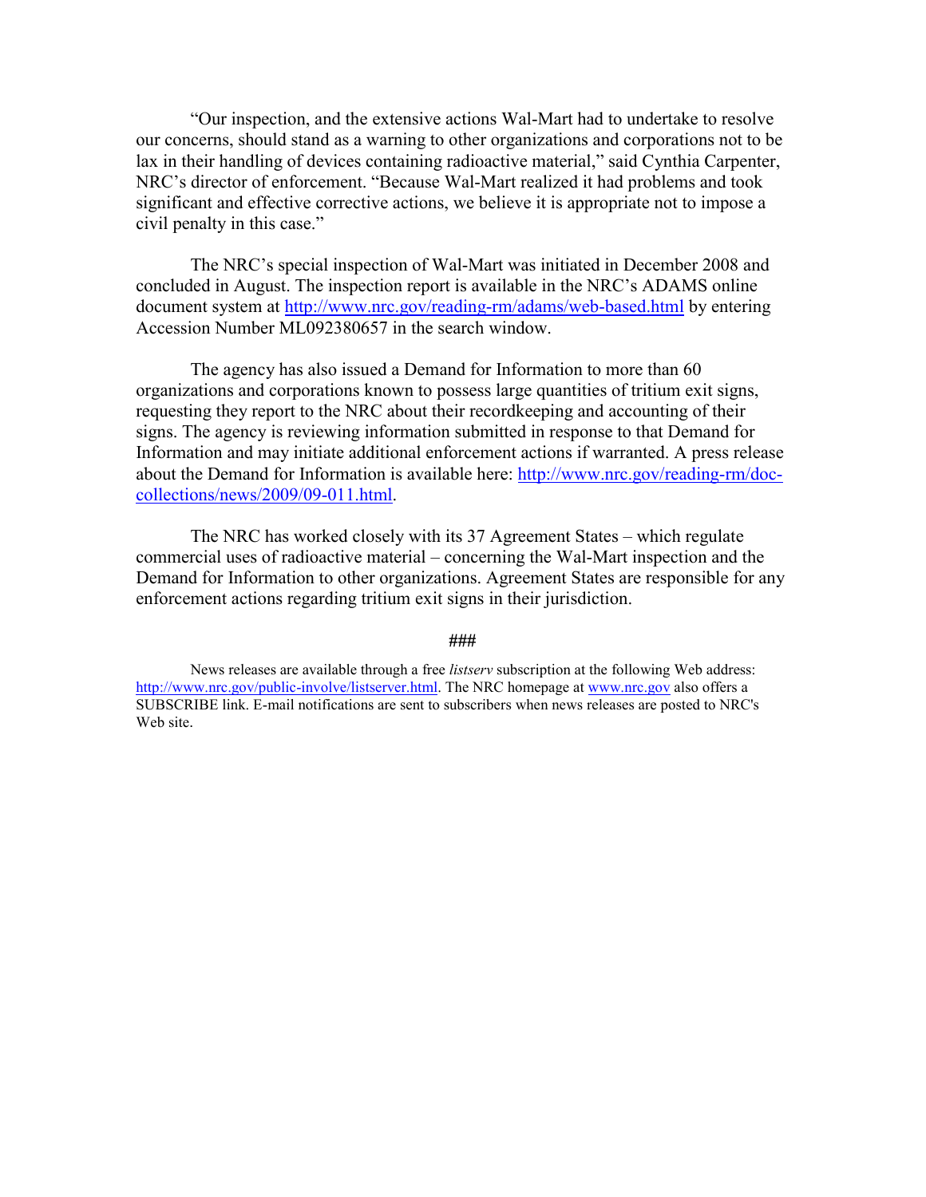"Our inspection, and the extensive actions Wal-Mart had to undertake to resolve our concerns, should stand as a warning to other organizations and corporations not to be lax in their handling of devices containing radioactive material," said Cynthia Carpenter, NRC's director of enforcement. "Because Wal-Mart realized it had problems and took significant and effective corrective actions, we believe it is appropriate not to impose a civil penalty in this case."

The NRC's special inspection of Wal-Mart was initiated in December 2008 and concluded in August. The inspection report is available in the NRC's ADAMS online document system at http://www.nrc.gov/reading-rm/adams/web-based.html by entering Accession Number ML092380657 in the search window.

The agency has also issued a Demand for Information to more than 60 organizations and corporations known to possess large quantities of tritium exit signs, requesting they report to the NRC about their recordkeeping and accounting of their signs. The agency is reviewing information submitted in response to that Demand for Information and may initiate additional enforcement actions if warranted. A press release about the Demand for Information is available here: http://www.nrc.gov/reading-rm/doc-collections/news/2009/09-011.html.

The NRC has worked closely with its 37 Agreement States – which regulate commercial uses of radioactive material – concerning the Wal-Mart inspection and the Demand for Information to other organizations. Agreement States are responsible for any enforcement actions regarding tritium exit signs in their jurisdiction.

###

News releases are available through a free *listserv* subscription at the following Web address: http://www.nrc.gov/public-involve/listserver.html. The NRC homepage at www.nrc.gov also offers a SUBSCRIBE link. E-mail notifications are sent to subscribers when news releases are posted to NRC's Web site.